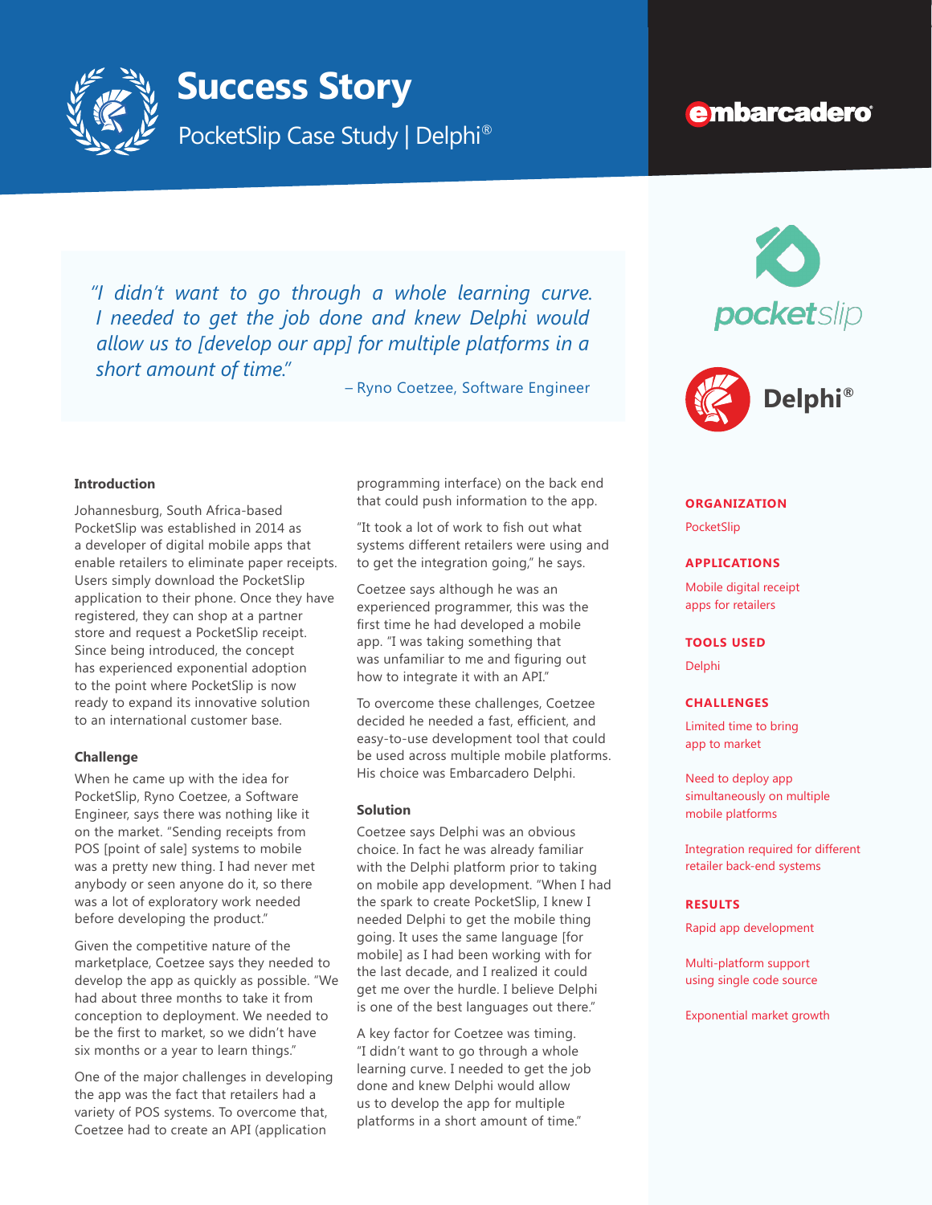# Success Story

PocketSlip Case Study | Delphi®

embarcadero

*"I didn't want to go through a whole learning curve. I needed to get the job done and knew Delphi would allow us to [develop our app] for multiple platforms in a short amount of time."*

– Ryno Coetzee, Software Engineer

pocketslip

Delphi®

### Introduction

Johannesburg, South Africa-based PocketSlip was established in 2014 as a developer of digital mobile apps that enable retailers to eliminate paper receipts. Users simply download the PocketSlip application to their phone. Once they have registered, they can shop at a partner store and request a PocketSlip receipt. Since being introduced, the concept has experienced exponential adoption to the point where PocketSlip is now ready to expand its innovative solution to an international customer base.

### Challenge

When he came up with the idea for PocketSlip, Ryno Coetzee, a Software Engineer, says there was nothing like it on the market. "Sending receipts from POS [point of sale] systems to mobile was a pretty new thing. I had never met anybody or seen anyone do it, so there was a lot of exploratory work needed before developing the product."

Given the competitive nature of the marketplace, Coetzee says they needed to develop the app as quickly as possible. "We had about three months to take it from conception to deployment. We needed to be the first to market, so we didn't have six months or a year to learn things."

One of the major challenges in developing the app was the fact that retailers had a variety of POS systems. To overcome that, Coetzee had to create an API (application programming interface) on the back end that could push information to the app.

"It took a lot of work to fish out what systems different retailers were using and to get the integration going," he says.

Coetzee says although he was an experienced programmer, this was the first time he had developed a mobile app. "I was taking something that was unfamiliar to me and figuring out how to integrate it with an API."

To overcome these challenges, Coetzee decided he needed a fast, efficient, and easy-to-use development tool that could be used across multiple mobile platforms. His choice was Embarcadero Delphi.

### Solution

Coetzee says Delphi was an obvious choice. In fact he was already familiar with the Delphi platform prior to taking on mobile app development. "When I had the spark to create PocketSlip, I knew I needed Delphi to get the mobile thing going. It uses the same language [for mobile] as I had been working with for the last decade, and I realized it could get me over the hurdle. I believe Delphi is one of the best languages out there."

A key factor for Coetzee was timing. "I didn't want to go through a whole learning curve. I needed to get the job done and knew Delphi would allow us to develop the app for multiple platforms in a short amount of time."

**ORGANIZATION**

PocketSlip

**APPLICATIONS**

Mobile digital receipt apps for retailers

**TOOLS USED**

Delphi

**CHALLENGES**

Limited time to bring app to market

Need to deploy app simultaneously on multiple mobile platforms

Integration required for different retailer back-end systems

**RESULTS**

Rapid app development

Multi-platform support using single code source

Exponential market growth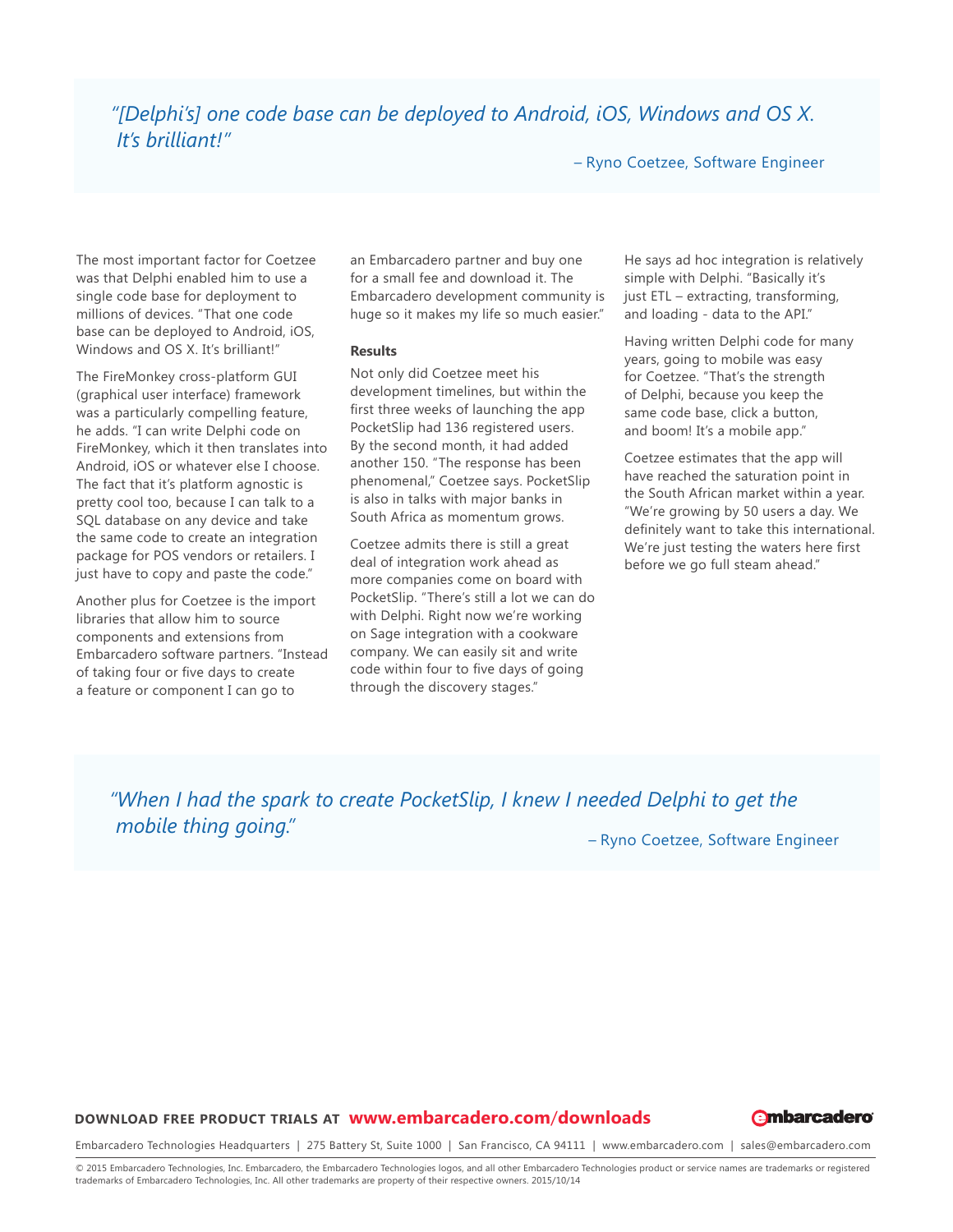> *"[Delphi's] one code base can be deployed to Android, iOS, Windows and OS X. It's brilliant!"*
>
> – Ryno Coetzee, Software Engineer

The most important factor for Coetzee was that Delphi enabled him to use a single code base for deployment to millions of devices. "That one code base can be deployed to Android, iOS, Windows and OS X. It's brilliant!"

The FireMonkey cross-platform GUI (graphical user interface) framework was a particularly compelling feature, he adds. "I can write Delphi code on FireMonkey, which it then translates into Android, iOS or whatever else I choose. The fact that it's platform agnostic is pretty cool too, because I can talk to a SQL database on any device and take the same code to create an integration package for POS vendors or retailers. I just have to copy and paste the code."

Another plus for Coetzee is the import libraries that allow him to source components and extensions from Embarcadero software partners. "Instead of taking four or five days to create a feature or component I can go to an Embarcadero partner and buy one for a small fee and download it. The Embarcadero development community is huge so it makes my life so much easier."

**Results**

Not only did Coetzee meet his development timelines, but within the first three weeks of launching the app PocketSlip had 136 registered users. By the second month, it had added another 150. "The response has been phenomenal," Coetzee says. PocketSlip is also in talks with major banks in South Africa as momentum grows.

Coetzee admits there is still a great deal of integration work ahead as more companies come on board with PocketSlip. "There's still a lot we can do with Delphi. Right now we're working on Sage integration with a cookware company. We can easily sit and write code within four to five days of going through the discovery stages."

He says ad hoc integration is relatively simple with Delphi. "Basically it's just ETL – extracting, transforming, and loading - data to the API."

Having written Delphi code for many years, going to mobile was easy for Coetzee. "That's the strength of Delphi, because you keep the same code base, click a button, and boom! It's a mobile app."

Coetzee estimates that the app will have reached the saturation point in the South African market within a year. "We're growing by 50 users a day. We definitely want to take this international. We're just testing the waters here first before we go full steam ahead."

> *"When I had the spark to create PocketSlip, I knew I needed Delphi to get the mobile thing going."*
>
> – Ryno Coetzee, Software Engineer

**DOWNLOAD FREE PRODUCT TRIALS AT www.embarcadero.com/downloads**

Embarcadero

Embarcadero Technologies Headquarters | 275 Battery St, Suite 1000 | San Francisco, CA 94111 | www.embarcadero.com | sales@embarcadero.com

© 2015 Embarcadero Technologies, Inc. Embarcadero, the Embarcadero Technologies logos, and all other Embarcadero Technologies product or service names are trademarks or registered trademarks of Embarcadero Technologies, Inc. All other trademarks are property of their respective owners. 2015/10/14